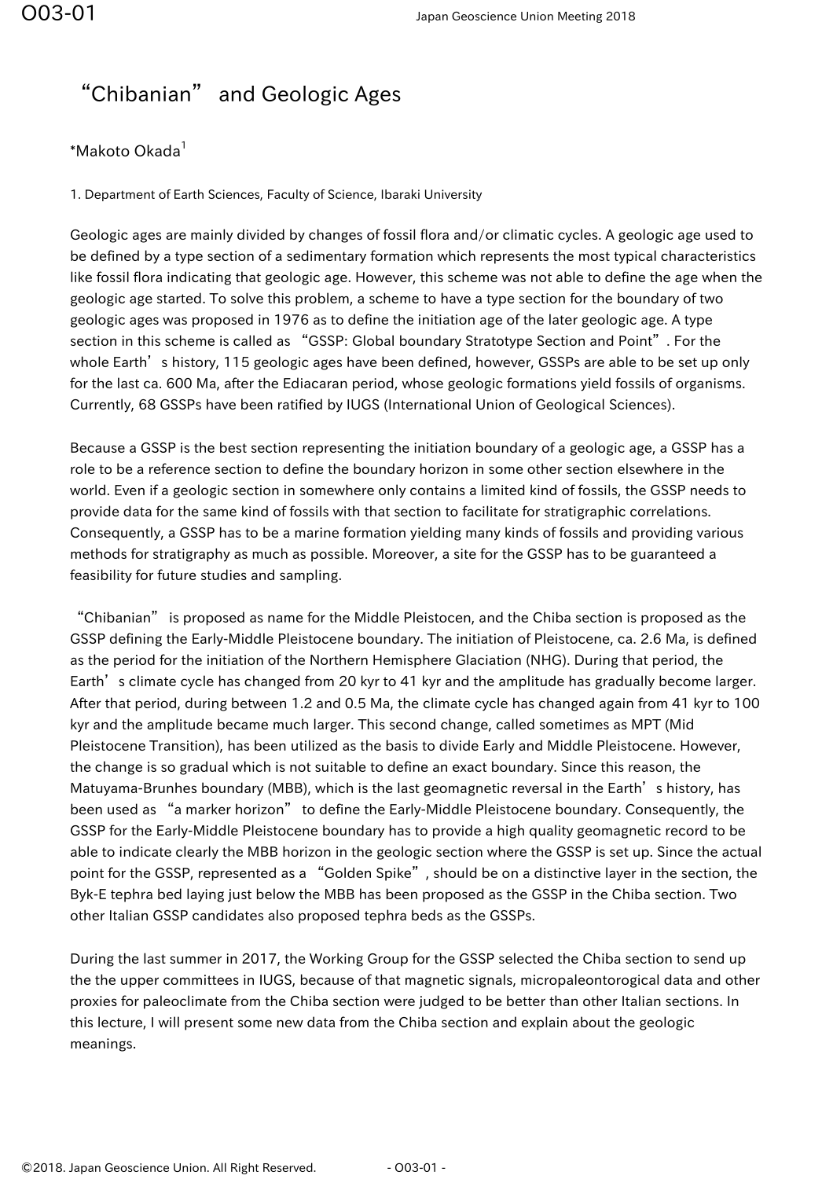# "Chibanian" and Geologic Ages

*Makoto Okada[1]

1. Department of Earth Sciences, Faculty of Science, Ibaraki University

Geologic ages are mainly divided by changes of fossil flora and/or climatic cycles. A geologic age used to be defined by a type section of a sedimentary formation which represents the most typical characteristics like fossil flora indicating that geologic age. However, this scheme was not able to define the age when the geologic age started. To solve this problem, a scheme to have a type section for the boundary of two geologic ages was proposed in 1976 as to define the initiation age of the later geologic age. A type section in this scheme is called as "GSSP: Global boundary Stratotype Section and Point". For the whole Earth's history, 115 geologic ages have been defined, however, GSSPs are able to be set up only for the last ca. 600 Ma, after the Ediacaran period, whose geologic formations yield fossils of organisms. Currently, 68 GSSPs have been ratified by IUGS (International Union of Geological Sciences).

Because a GSSP is the best section representing the initiation boundary of a geologic age, a GSSP has a role to be a reference section to define the boundary horizon in some other section elsewhere in the world. Even if a geologic section in somewhere only contains a limited kind of fossils, the GSSP needs to provide data for the same kind of fossils with that section to facilitate for stratigraphic correlations. Consequently, a GSSP has to be a marine formation yielding many kinds of fossils and providing various methods for stratigraphy as much as possible. Moreover, a site for the GSSP has to be guaranteed a feasibility for future studies and sampling.

"Chibanian" is proposed as name for the Middle Pleistocen, and the Chiba section is proposed as the GSSP defining the Early-Middle Pleistocene boundary. The initiation of Pleistocene, ca. 2.6 Ma, is defined as the period for the initiation of the Northern Hemisphere Glaciation (NHG). During that period, the Earth's climate cycle has changed from 20 kyr to 41 kyr and the amplitude has gradually become larger. After that period, during between 1.2 and 0.5 Ma, the climate cycle has changed again from 41 kyr to 100 kyr and the amplitude became much larger. This second change, called sometimes as MPT (Mid Pleistocene Transition), has been utilized as the basis to divide Early and Middle Pleistocene. However, the change is so gradual which is not suitable to define an exact boundary. Since this reason, the Matuyama-Brunhes boundary (MBB), which is the last geomagnetic reversal in the Earth's history, has been used as "a marker horizon" to define the Early-Middle Pleistocene boundary. Consequently, the GSSP for the Early-Middle Pleistocene boundary has to provide a high quality geomagnetic record to be able to indicate clearly the MBB horizon in the geologic section where the GSSP is set up. Since the actual point for the GSSP, represented as a "Golden Spike", should be on a distinctive layer in the section, the Byk-E tephra bed laying just below the MBB has been proposed as the GSSP in the Chiba section. Two other Italian GSSP candidates also proposed tephra beds as the GSSPs.

During the last summer in 2017, the Working Group for the GSSP selected the Chiba section to send up the the upper committees in IUGS, because of that magnetic signals, micropaleontorogical data and other proxies for paleoclimate from the Chiba section were judged to be better than other Italian sections. In this lecture, I will present some new data from the Chiba section and explain about the geologic meanings.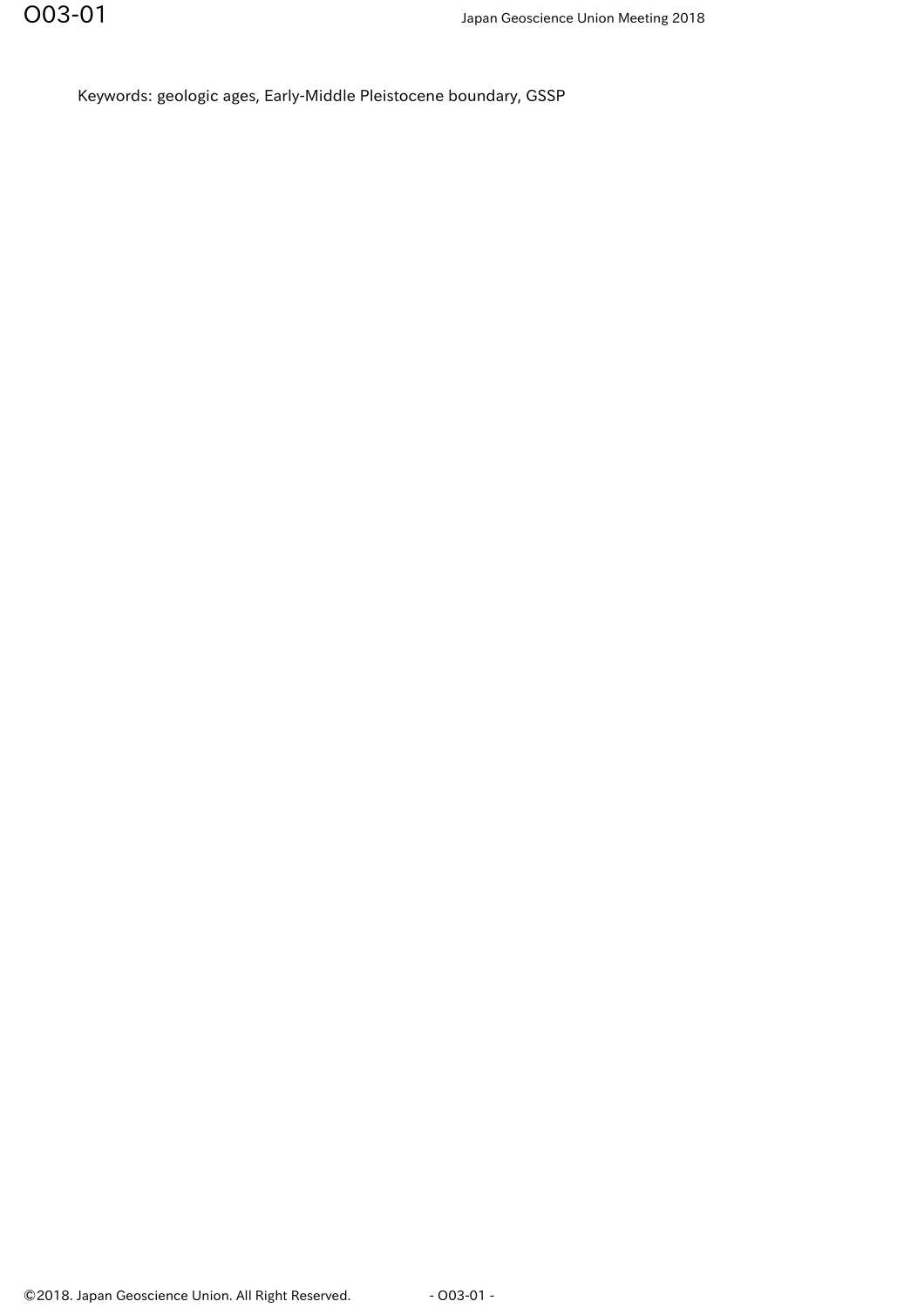Keywords: geologic ages, Early-Middle Pleistocene boundary, GSSP